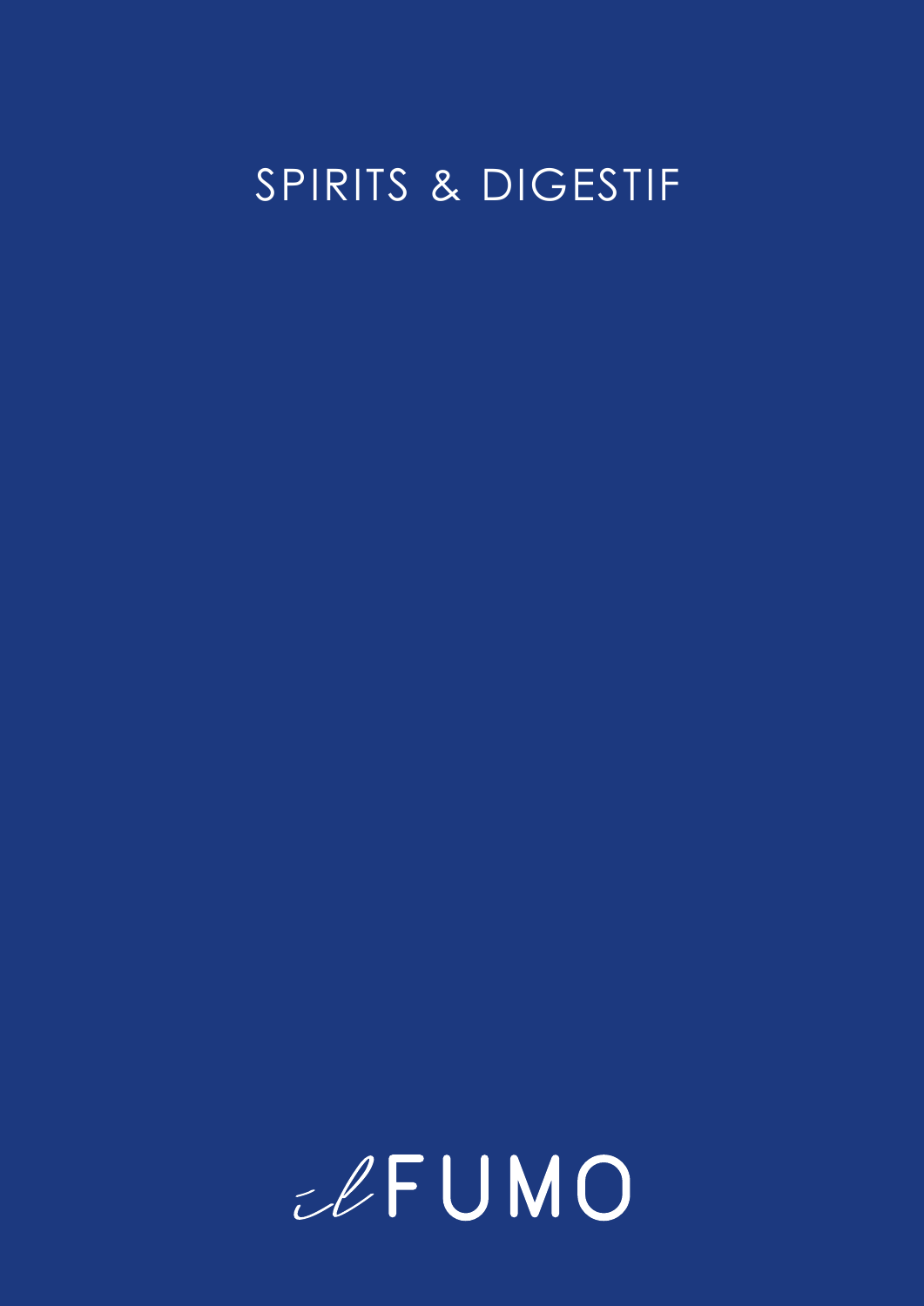# SPIRITS & DIGESTIF

il FUMO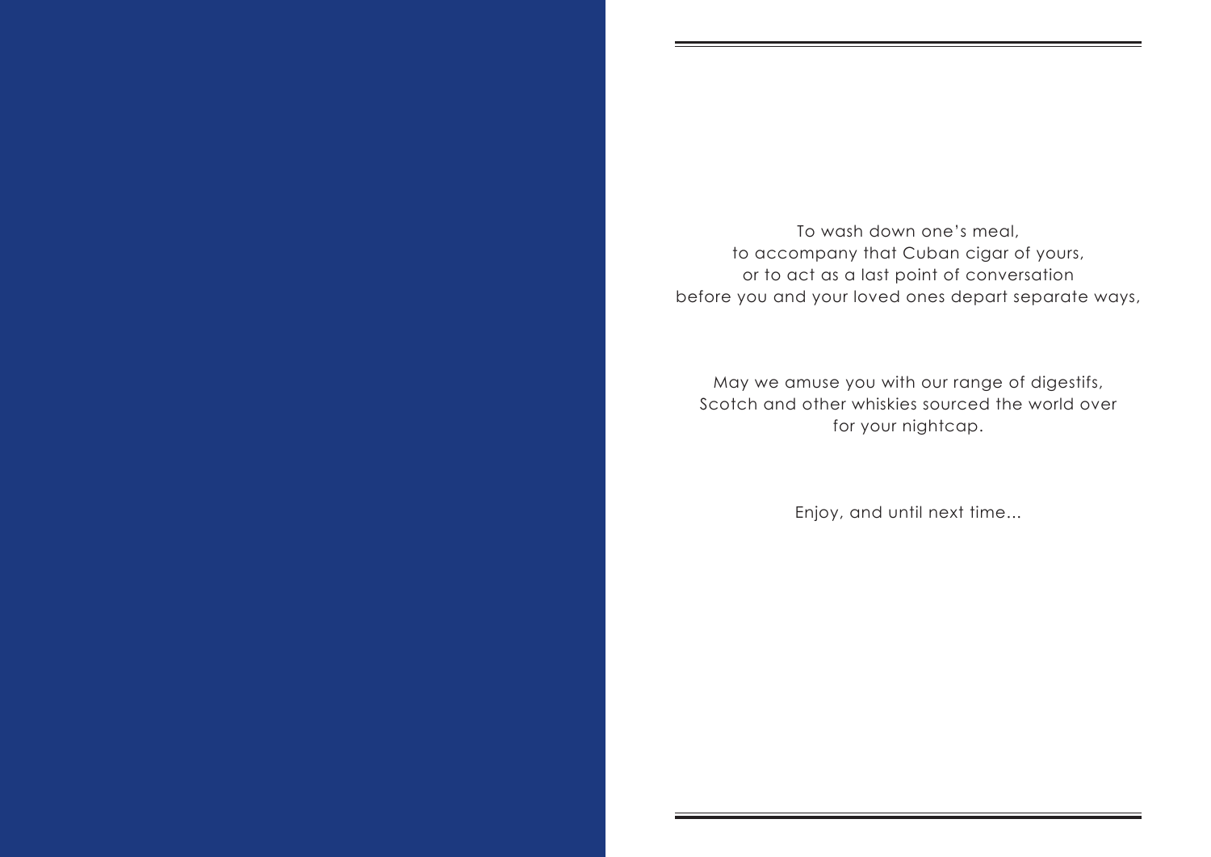To wash down one's meal,
to accompany that Cuban cigar of yours,
or to act as a last point of conversation
before you and your loved ones depart separate ways,

May we amuse you with our range of digestifs,
Scotch and other whiskies sourced the world over
for your nightcap.

Enjoy, and until next time...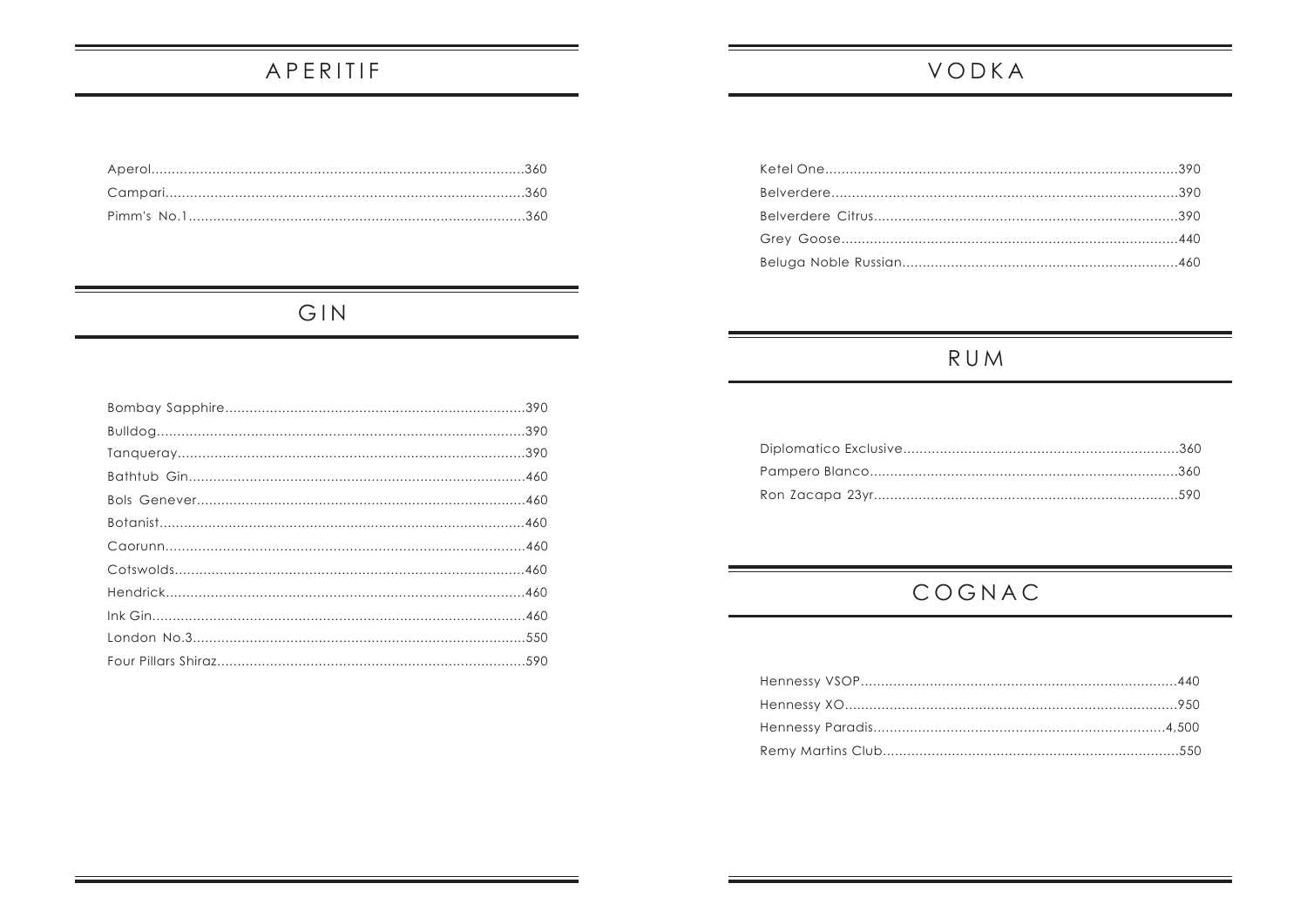## APERITIF

Aperol..........................................................................................360
Campari.......................................................................................360
Pimm's No.1..................................................................................360

## GIN

Bombay Sapphire.........................................................................390
Bulldog.........................................................................................390
Tanqueray....................................................................................390
Bathtub Gin..................................................................................460
Bols Genever................................................................................460
Botanist........................................................................................460
Caorunn.......................................................................................460
Cotswolds.....................................................................................460
Hendrick.......................................................................................460
Ink Gin..........................................................................................460
London No.3.................................................................................550
Four Pillars Shiraz...........................................................................590

## VODKA

Ketel One.....................................................................................390
Belverdere...................................................................................390
Belverdere Citrus.........................................................................390
Grey Goose..................................................................................440
Beluga Noble Russian...................................................................460

## RUM

Diplomatico Exclusive..................................................................360
Pampero Blanco...........................................................................360
Ron Zacapa 23yr..........................................................................590

## COGNAC

Hennessy VSOP............................................................................440
Hennessy XO................................................................................950
Hennessy Paradis.......................................................................4,500
Remy Martins Club........................................................................550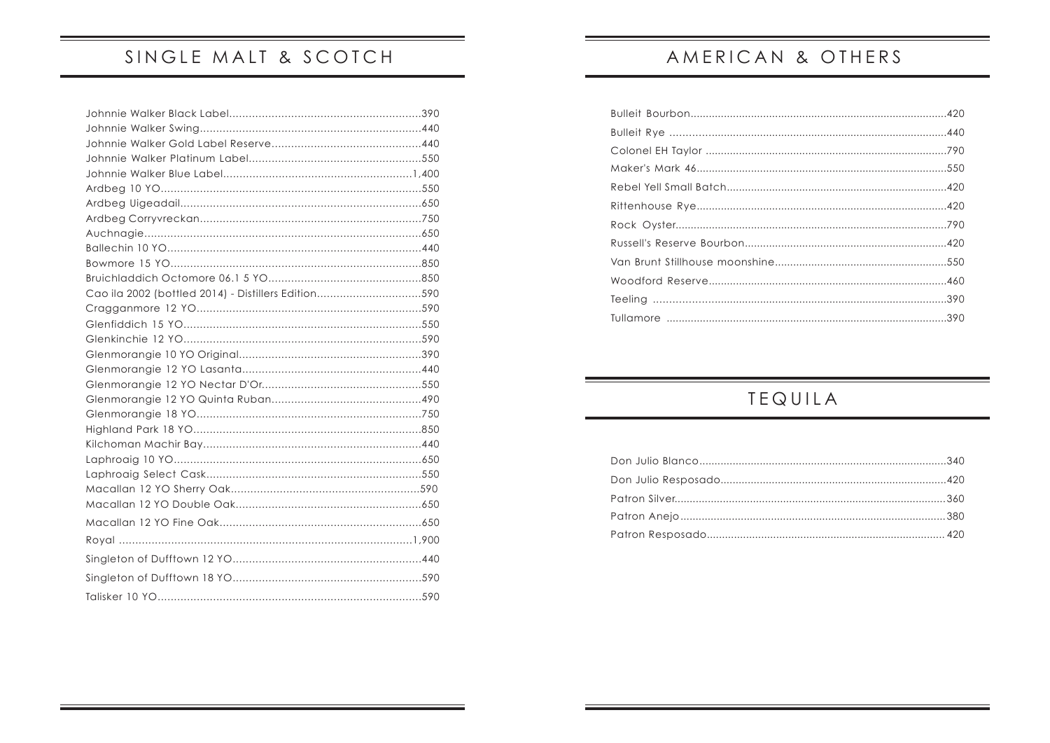## SINGLE MALT & SCOTCH

| Item | Price |
|---|---|
| Johnnie Walker Black Label | 390 |
| Johnnie Walker Swing | 440 |
| Johnnie Walker Gold Label Reserve | 440 |
| Johnnie Walker Platinum Label | 550 |
| Johnnie Walker Blue Label | 1,400 |
| Ardbeg 10 YO | 550 |
| Ardbeg Uigeadail | 650 |
| Ardbeg Corryvreckan | 750 |
| Auchnagie | 650 |
| Ballechin 10 YO | 440 |
| Bowmore 15 YO | 850 |
| Bruichladdich Octomore 06.1 5 YO | 850 |
| Cao ila 2002 (bottled 2014) - Distillers Edition | 590 |
| Cragganmore 12 YO | 590 |
| Glenfiddich 15 YO | 550 |
| Glenkinchie 12 YO | 590 |
| Glenmorangie 10 YO Original | 390 |
| Glenmorangie 12 YO Lasanta | 440 |
| Glenmorangie 12 YO Nectar D'Or | 550 |
| Glenmorangie 12 YO Quinta Ruban | 490 |
| Glenmorangie 18 YO | 750 |
| Highland Park 18 YO | 850 |
| Kilchoman Machir Bay | 440 |
| Laphroaig 10 YO | 650 |
| Laphroaig Select Cask | 550 |
| Macallan 12 YO Sherry Oak | 590 |
| Macallan 12 YO Double Oak | 650 |
| Macallan 12 YO Fine Oak | 650 |
| Royal | 1,900 |
| Singleton of Dufftown 12 YO | 440 |
| Singleton of Dufftown 18 YO | 590 |
| Talisker 10 YO | 590 |

## AMERICAN & OTHERS

| Item | Price |
|---|---|
| Bulleit Bourbon | 420 |
| Bulleit Rye | 440 |
| Colonel EH Taylor | 790 |
| Maker's Mark 46 | 550 |
| Rebel Yell Small Batch | 420 |
| Rittenhouse Rye | 420 |
| Rock Oyster | 790 |
| Russell's Reserve Bourbon | 420 |
| Van Brunt Stillhouse moonshine | 550 |
| Woodford Reserve | 460 |
| Teeling | 390 |
| Tullamore | 390 |

## TEQUILA

| Item | Price |
|---|---|
| Don Julio Blanco | 340 |
| Don Julio Resposado | 420 |
| Patron Silver | 360 |
| Patron Anejo | 380 |
| Patron Resposado | 420 |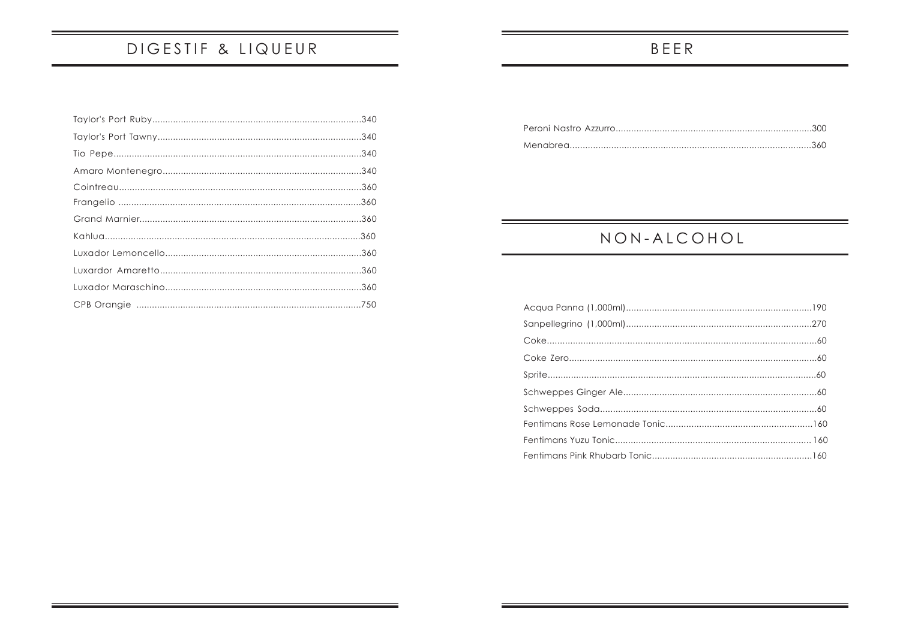## DIGESTIF & LIQUEUR

| | |
|---|---|
| Taylor's Port Ruby | 340 |
| Taylor's Port Tawny | 340 |
| Tio Pepe | 340 |
| Amaro Montenegro | 340 |
| Cointreau | 360 |
| Frangelio | 360 |
| Grand Marnier | 360 |
| Kahlua | 360 |
| Luxador Lemoncello | 360 |
| Luxardor Amaretto | 360 |
| Luxador Maraschino | 360 |
| CPB Orangie | 750 |

## BEER

| | |
|---|---|
| Peroni Nastro Azzurro | 300 |
| Menabrea | 360 |

## NON-ALCOHOL

| | |
|---|---|
| Acqua Panna (1,000ml) | 190 |
| Sanpellegrino (1,000ml) | 270 |
| Coke | 60 |
| Coke Zero | 60 |
| Sprite | 60 |
| Schweppes Ginger Ale | 60 |
| Schweppes Soda | 60 |
| Fentimans Rose Lemonade Tonic | 160 |
| Fentimans Yuzu Tonic | 160 |
| Fentimans Pink Rhubarb Tonic | 160 |